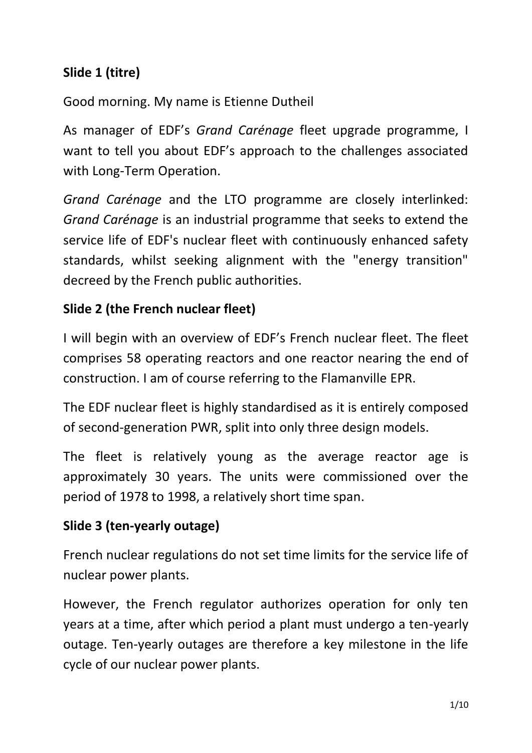**Slide 1 (titre)**

Good morning. My name is Etienne Dutheil

As manager of EDF's *Grand Carénage* fleet upgrade programme, I want to tell you about EDF's approach to the challenges associated with Long-Term Operation.

*Grand Carénage* and the LTO programme are closely interlinked: *Grand Carénage* is an industrial programme that seeks to extend the service life of EDF's nuclear fleet with continuously enhanced safety standards, whilst seeking alignment with the "energy transition" decreed by the French public authorities.

**Slide 2 (the French nuclear fleet)**

I will begin with an overview of EDF's French nuclear fleet. The fleet comprises 58 operating reactors and one reactor nearing the end of construction. I am of course referring to the Flamanville EPR.

The EDF nuclear fleet is highly standardised as it is entirely composed of second-generation PWR, split into only three design models.

The fleet is relatively young as the average reactor age is approximately 30 years. The units were commissioned over the period of 1978 to 1998, a relatively short time span.

**Slide 3 (ten-yearly outage)**

French nuclear regulations do not set time limits for the service life of nuclear power plants.

However, the French regulator authorizes operation for only ten years at a time, after which period a plant must undergo a ten-yearly outage. Ten-yearly outages are therefore a key milestone in the life cycle of our nuclear power plants.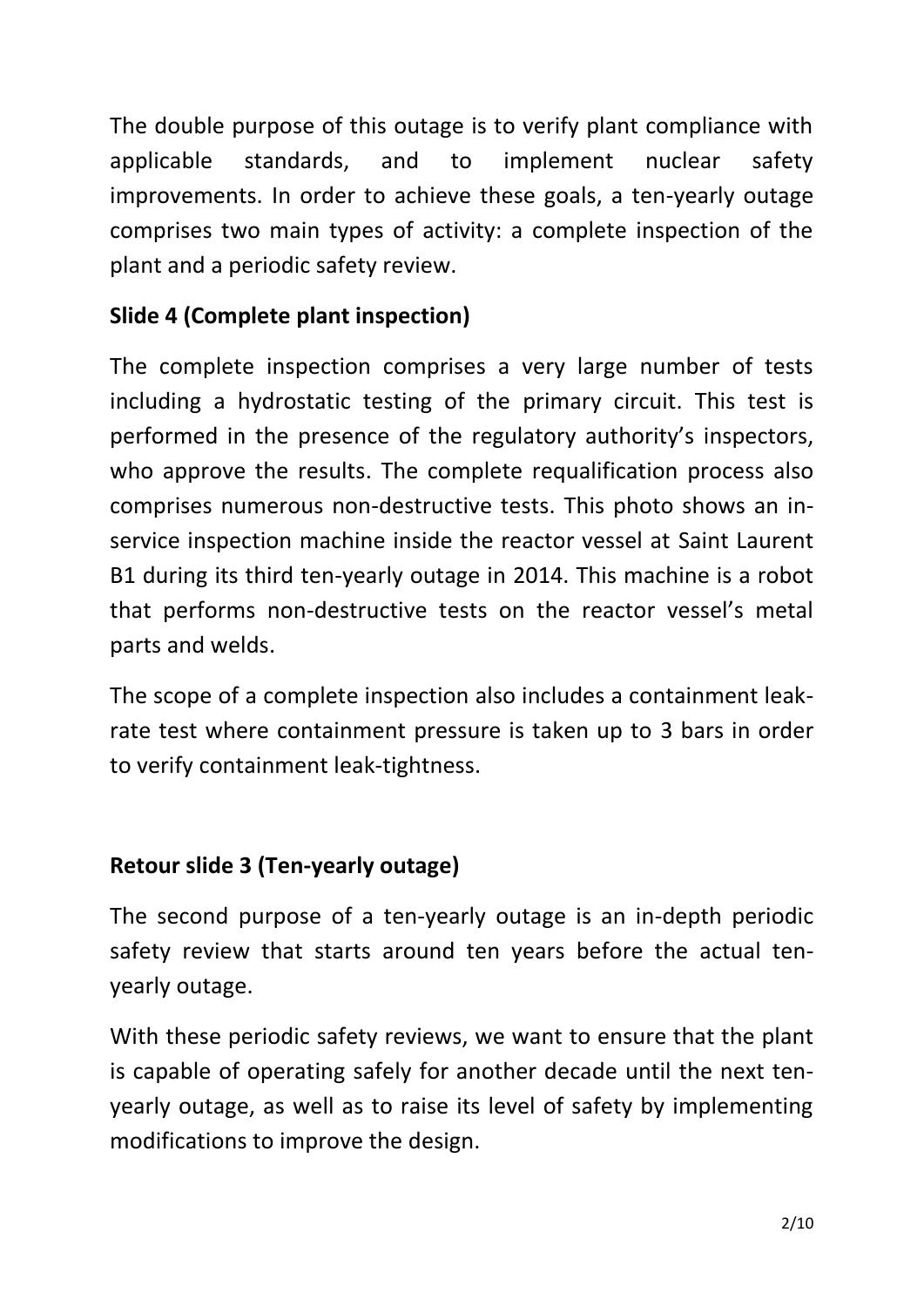The double purpose of this outage is to verify plant compliance with applicable standards, and to implement nuclear safety improvements. In order to achieve these goals, a ten-yearly outage comprises two main types of activity: a complete inspection of the plant and a periodic safety review.

**Slide 4 (Complete plant inspection)**

The complete inspection comprises a very large number of tests including a hydrostatic testing of the primary circuit. This test is performed in the presence of the regulatory authority's inspectors, who approve the results. The complete requalification process also comprises numerous non-destructive tests. This photo shows an in-service inspection machine inside the reactor vessel at Saint Laurent B1 during its third ten-yearly outage in 2014. This machine is a robot that performs non-destructive tests on the reactor vessel's metal parts and welds.

The scope of a complete inspection also includes a containment leak-rate test where containment pressure is taken up to 3 bars in order to verify containment leak-tightness.

**Retour slide 3 (Ten-yearly outage)**

The second purpose of a ten-yearly outage is an in-depth periodic safety review that starts around ten years before the actual ten-yearly outage.

With these periodic safety reviews, we want to ensure that the plant is capable of operating safely for another decade until the next ten-yearly outage, as well as to raise its level of safety by implementing modifications to improve the design.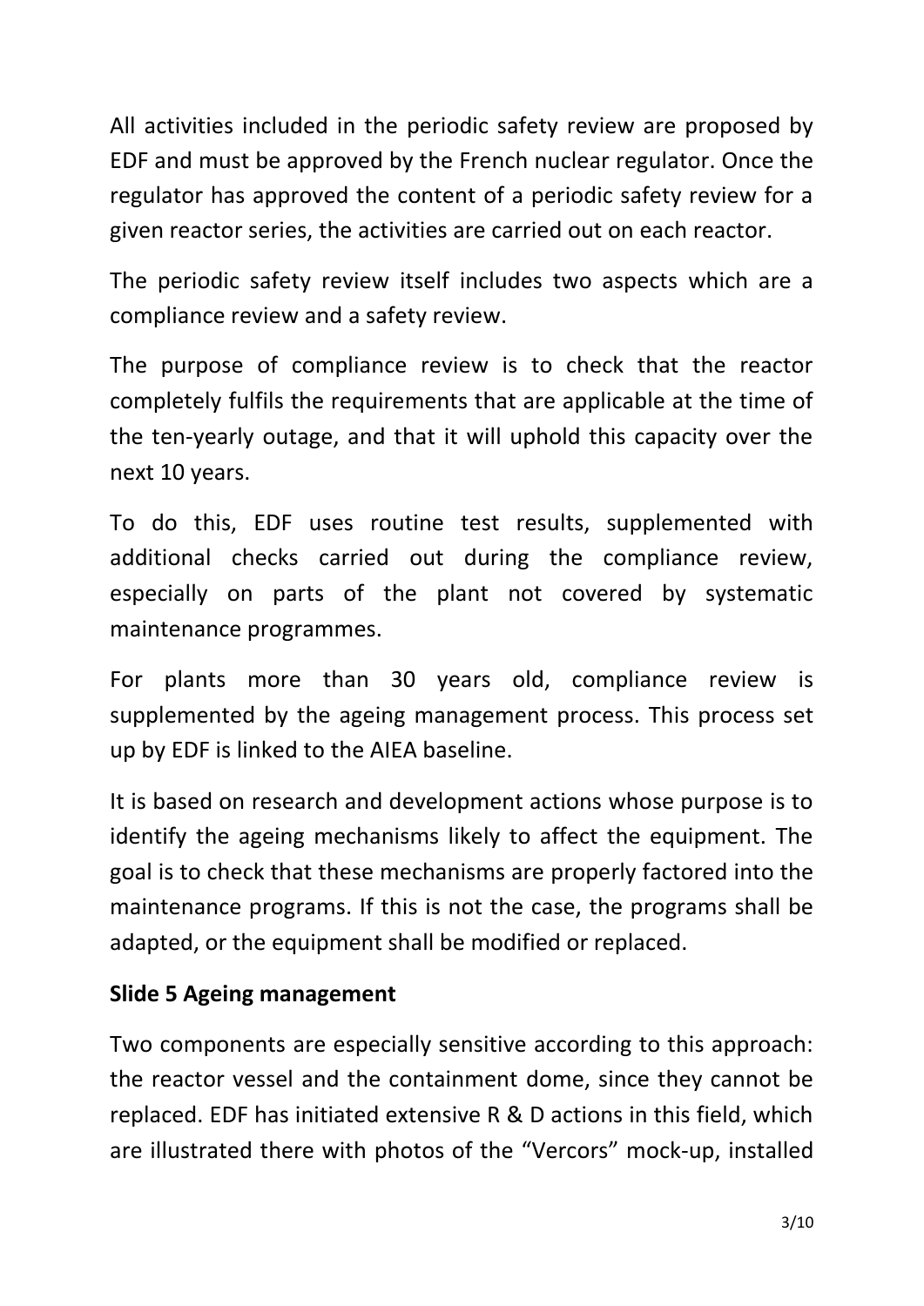All activities included in the periodic safety review are proposed by EDF and must be approved by the French nuclear regulator. Once the regulator has approved the content of a periodic safety review for a given reactor series, the activities are carried out on each reactor.

The periodic safety review itself includes two aspects which are a compliance review and a safety review.

The purpose of compliance review is to check that the reactor completely fulfils the requirements that are applicable at the time of the ten-yearly outage, and that it will uphold this capacity over the next 10 years.

To do this, EDF uses routine test results, supplemented with additional checks carried out during the compliance review, especially on parts of the plant not covered by systematic maintenance programmes.

For plants more than 30 years old, compliance review is supplemented by the ageing management process. This process set up by EDF is linked to the AIEA baseline.

It is based on research and development actions whose purpose is to identify the ageing mechanisms likely to affect the equipment. The goal is to check that these mechanisms are properly factored into the maintenance programs. If this is not the case, the programs shall be adapted, or the equipment shall be modified or replaced.

**Slide 5 Ageing management**

Two components are especially sensitive according to this approach: the reactor vessel and the containment dome, since they cannot be replaced. EDF has initiated extensive R & D actions in this field, which are illustrated there with photos of the "Vercors" mock-up, installed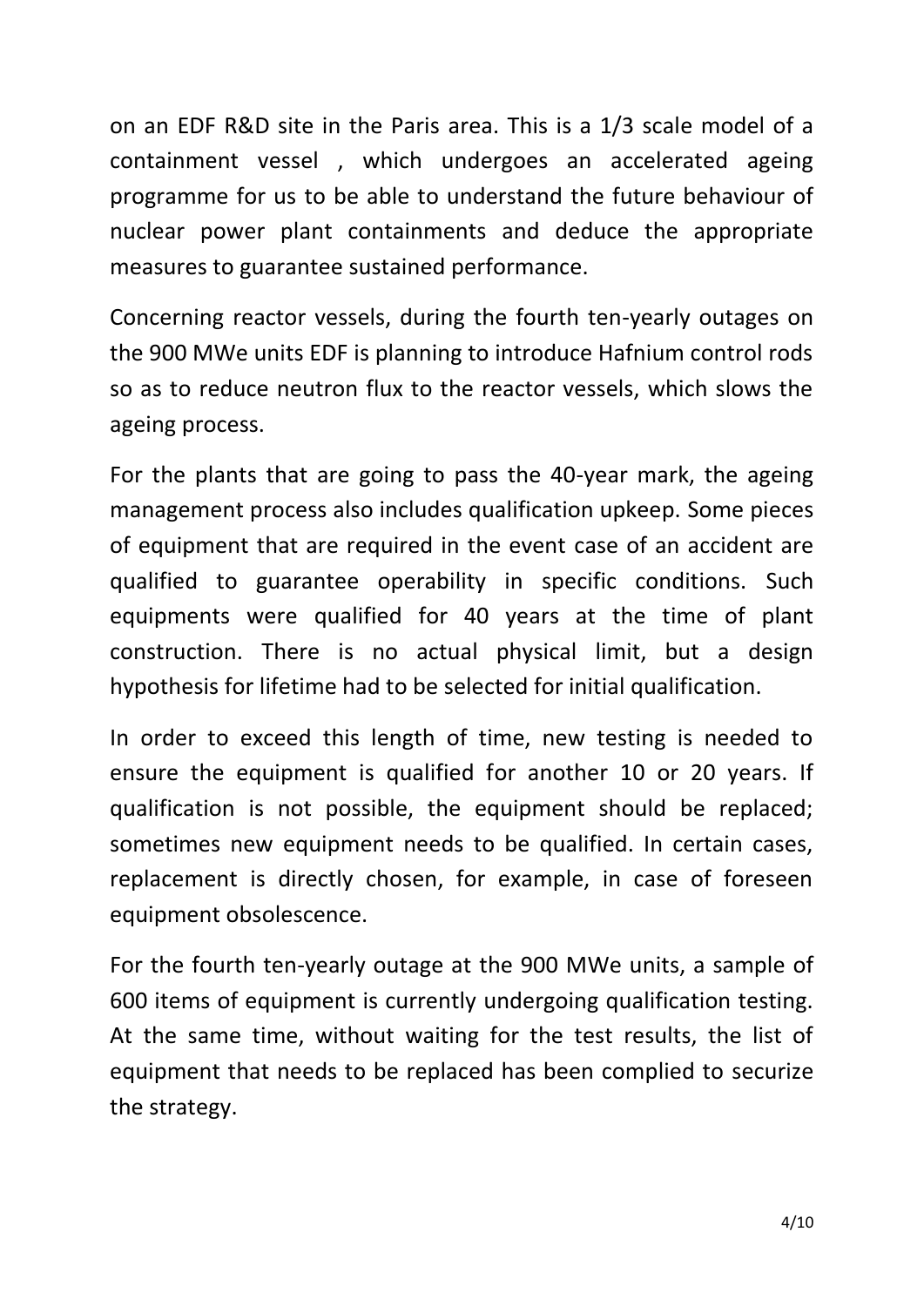on an EDF R&D site in the Paris area. This is a 1/3 scale model of a containment vessel , which undergoes an accelerated ageing programme for us to be able to understand the future behaviour of nuclear power plant containments and deduce the appropriate measures to guarantee sustained performance.

Concerning reactor vessels, during the fourth ten-yearly outages on the 900 MWe units EDF is planning to introduce Hafnium control rods so as to reduce neutron flux to the reactor vessels, which slows the ageing process.

For the plants that are going to pass the 40-year mark, the ageing management process also includes qualification upkeep. Some pieces of equipment that are required in the event case of an accident are qualified to guarantee operability in specific conditions. Such equipments were qualified for 40 years at the time of plant construction. There is no actual physical limit, but a design hypothesis for lifetime had to be selected for initial qualification.

In order to exceed this length of time, new testing is needed to ensure the equipment is qualified for another 10 or 20 years. If qualification is not possible, the equipment should be replaced; sometimes new equipment needs to be qualified. In certain cases, replacement is directly chosen, for example, in case of foreseen equipment obsolescence.

For the fourth ten-yearly outage at the 900 MWe units, a sample of 600 items of equipment is currently undergoing qualification testing. At the same time, without waiting for the test results, the list of equipment that needs to be replaced has been complied to securize the strategy.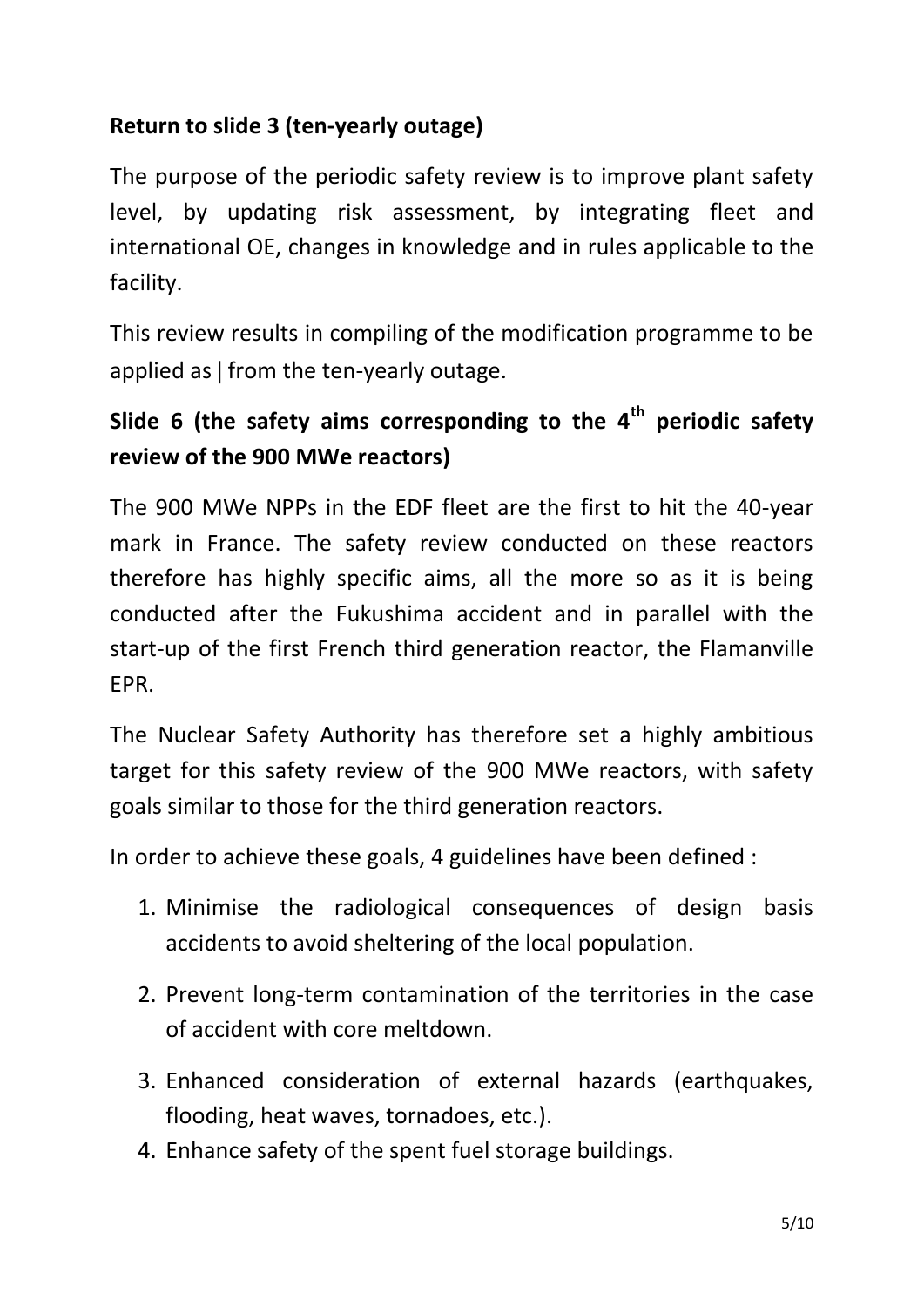**Return to slide 3 (ten-yearly outage)**

The purpose of the periodic safety review is to improve plant safety level, by updating risk assessment, by integrating fleet and international OE, changes in knowledge and in rules applicable to the facility.

This review results in compiling of the modification programme to be applied as | from the ten-yearly outage.

**Slide 6 (the safety aims corresponding to the 4th periodic safety review of the 900 MWe reactors)**

The 900 MWe NPPs in the EDF fleet are the first to hit the 40-year mark in France. The safety review conducted on these reactors therefore has highly specific aims, all the more so as it is being conducted after the Fukushima accident and in parallel with the start-up of the first French third generation reactor, the Flamanville EPR.

The Nuclear Safety Authority has therefore set a highly ambitious target for this safety review of the 900 MWe reactors, with safety goals similar to those for the third generation reactors.

In order to achieve these goals, 4 guidelines have been defined :

1. Minimise the radiological consequences of design basis accidents to avoid sheltering of the local population.
2. Prevent long-term contamination of the territories in the case of accident with core meltdown.
3. Enhanced consideration of external hazards (earthquakes, flooding, heat waves, tornadoes, etc.).
4. Enhance safety of the spent fuel storage buildings.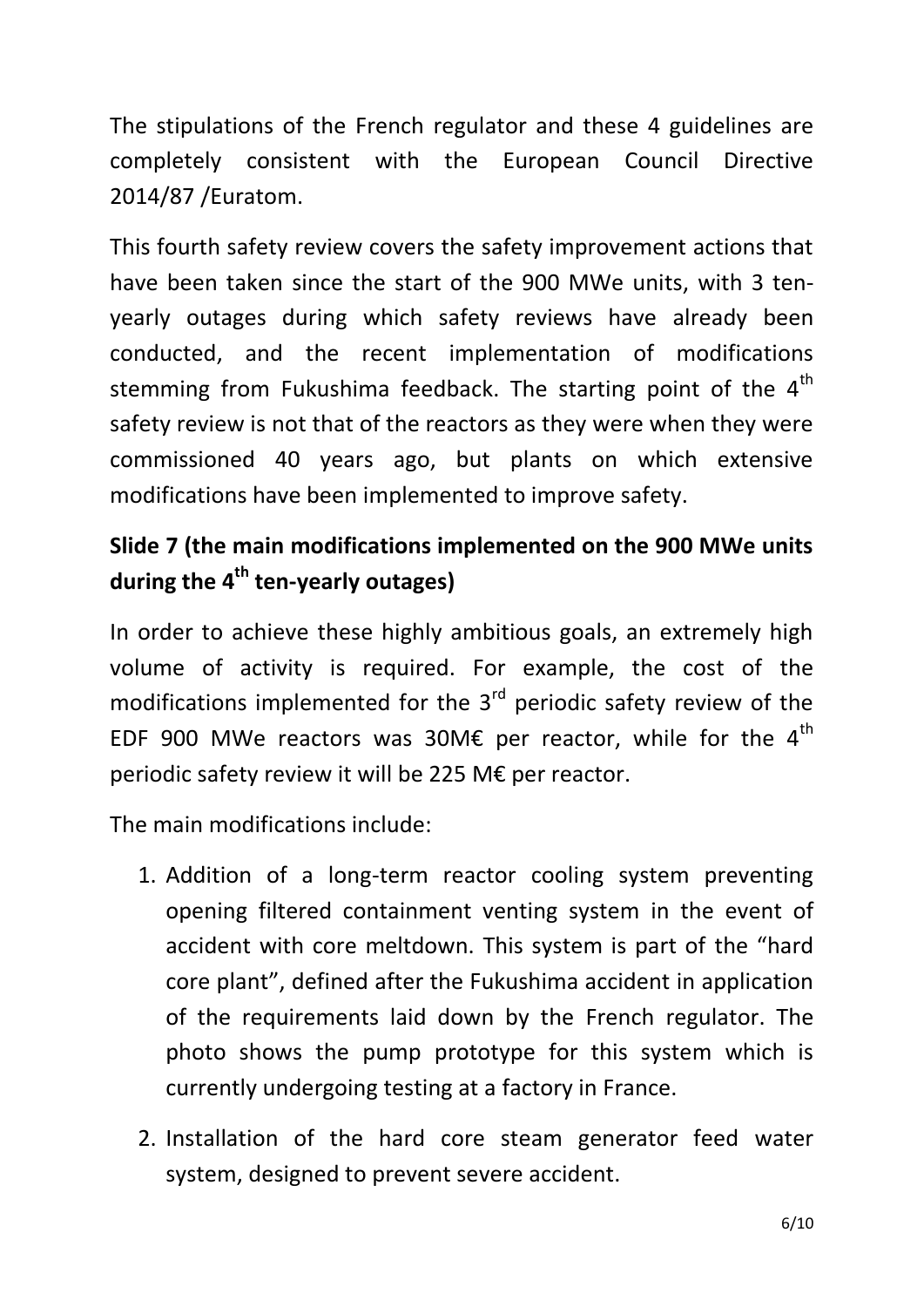The stipulations of the French regulator and these 4 guidelines are completely consistent with the European Council Directive 2014/87 /Euratom.

This fourth safety review covers the safety improvement actions that have been taken since the start of the 900 MWe units, with 3 ten-yearly outages during which safety reviews have already been conducted, and the recent implementation of modifications stemming from Fukushima feedback. The starting point of the 4th safety review is not that of the reactors as they were when they were commissioned 40 years ago, but plants on which extensive modifications have been implemented to improve safety.

**Slide 7 (the main modifications implemented on the 900 MWe units during the 4th ten-yearly outages)**

In order to achieve these highly ambitious goals, an extremely high volume of activity is required. For example, the cost of the modifications implemented for the 3rd periodic safety review of the EDF 900 MWe reactors was 30M€ per reactor, while for the 4th periodic safety review it will be 225 M€ per reactor.

The main modifications include:

1. Addition of a long-term reactor cooling system preventing opening filtered containment venting system in the event of accident with core meltdown. This system is part of the "hard core plant", defined after the Fukushima accident in application of the requirements laid down by the French regulator. The photo shows the pump prototype for this system which is currently undergoing testing at a factory in France.
2. Installation of the hard core steam generator feed water system, designed to prevent severe accident.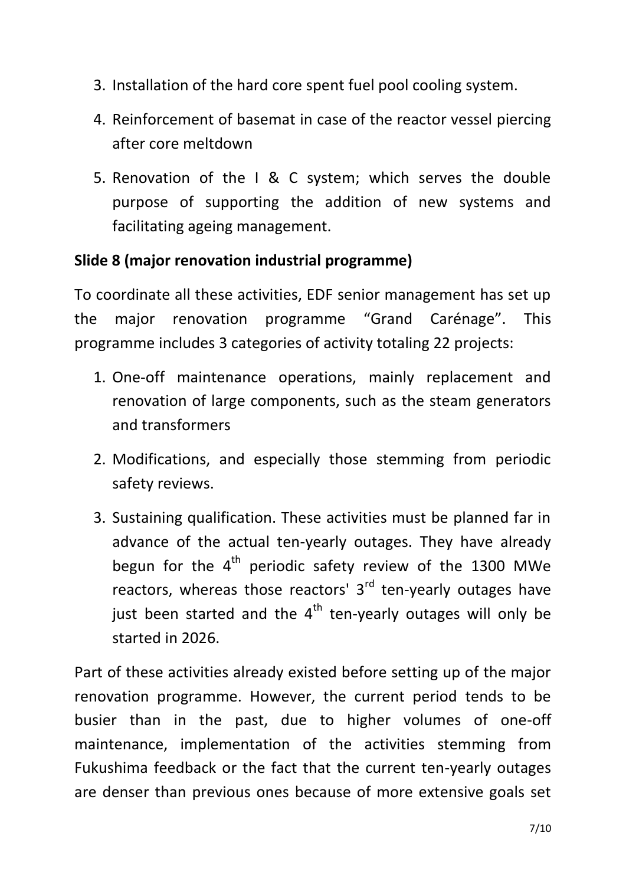3. Installation of the hard core spent fuel pool cooling system.
4. Reinforcement of basemat in case of the reactor vessel piercing after core meltdown
5. Renovation of the I & C system; which serves the double purpose of supporting the addition of new systems and facilitating ageing management.

**Slide 8 (major renovation industrial programme)**

To coordinate all these activities, EDF senior management has set up the major renovation programme “Grand Carénage”. This programme includes 3 categories of activity totaling 22 projects:

1. One-off maintenance operations, mainly replacement and renovation of large components, such as the steam generators and transformers
2. Modifications, and especially those stemming from periodic safety reviews.
3. Sustaining qualification. These activities must be planned far in advance of the actual ten-yearly outages. They have already begun for the 4th periodic safety review of the 1300 MWe reactors, whereas those reactors' 3rd ten-yearly outages have just been started and the 4th ten-yearly outages will only be started in 2026.

Part of these activities already existed before setting up of the major renovation programme. However, the current period tends to be busier than in the past, due to higher volumes of one-off maintenance, implementation of the activities stemming from Fukushima feedback or the fact that the current ten-yearly outages are denser than previous ones because of more extensive goals set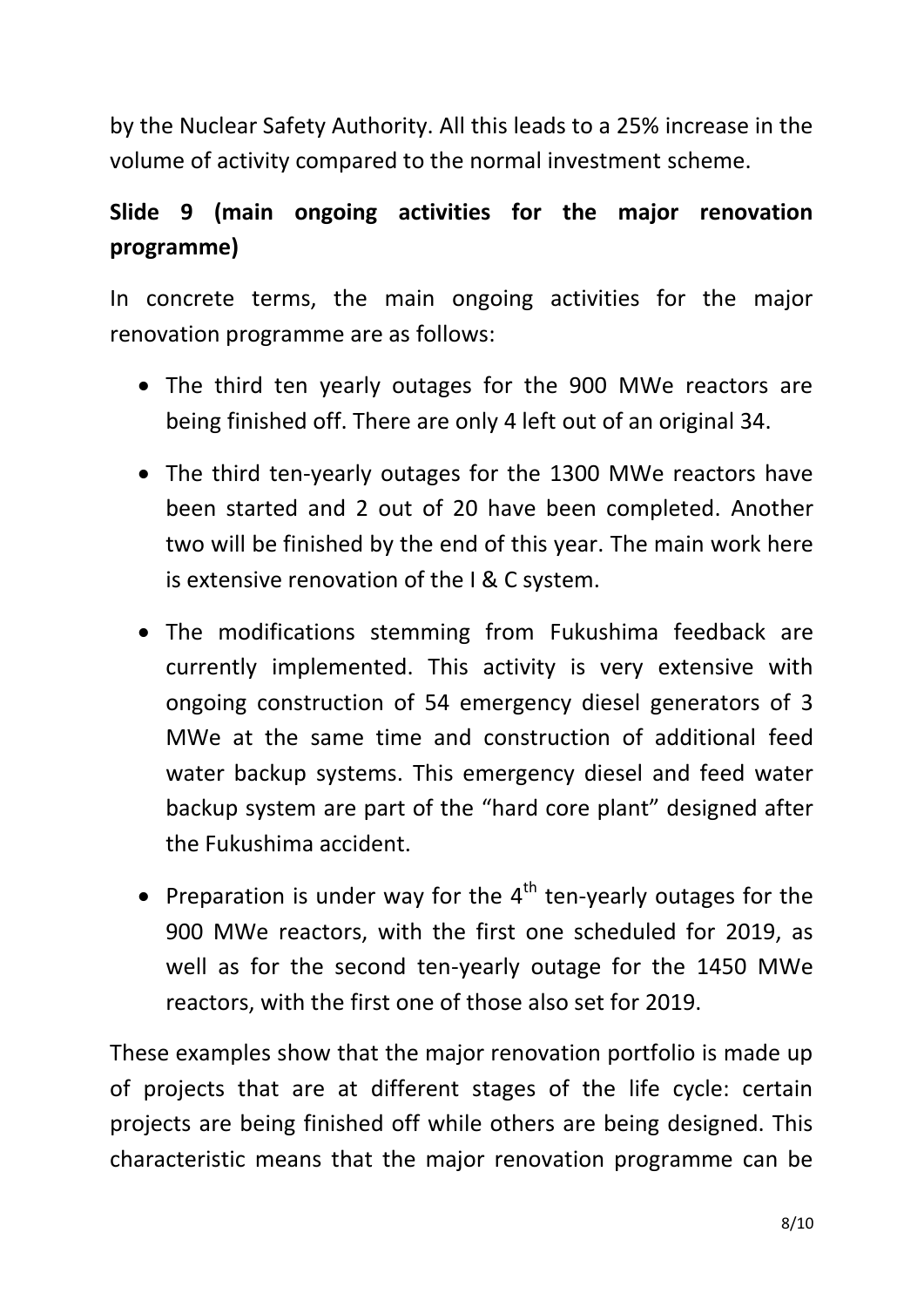by the Nuclear Safety Authority. All this leads to a 25% increase in the volume of activity compared to the normal investment scheme.

**Slide 9 (main ongoing activities for the major renovation programme)**

In concrete terms, the main ongoing activities for the major renovation programme are as follows:

- The third ten yearly outages for the 900 MWe reactors are being finished off. There are only 4 left out of an original 34.
- The third ten-yearly outages for the 1300 MWe reactors have been started and 2 out of 20 have been completed. Another two will be finished by the end of this year. The main work here is extensive renovation of the I & C system.
- The modifications stemming from Fukushima feedback are currently implemented. This activity is very extensive with ongoing construction of 54 emergency diesel generators of 3 MWe at the same time and construction of additional feed water backup systems. This emergency diesel and feed water backup system are part of the "hard core plant" designed after the Fukushima accident.
- Preparation is under way for the 4th ten-yearly outages for the 900 MWe reactors, with the first one scheduled for 2019, as well as for the second ten-yearly outage for the 1450 MWe reactors, with the first one of those also set for 2019.

These examples show that the major renovation portfolio is made up of projects that are at different stages of the life cycle: certain projects are being finished off while others are being designed. This characteristic means that the major renovation programme can be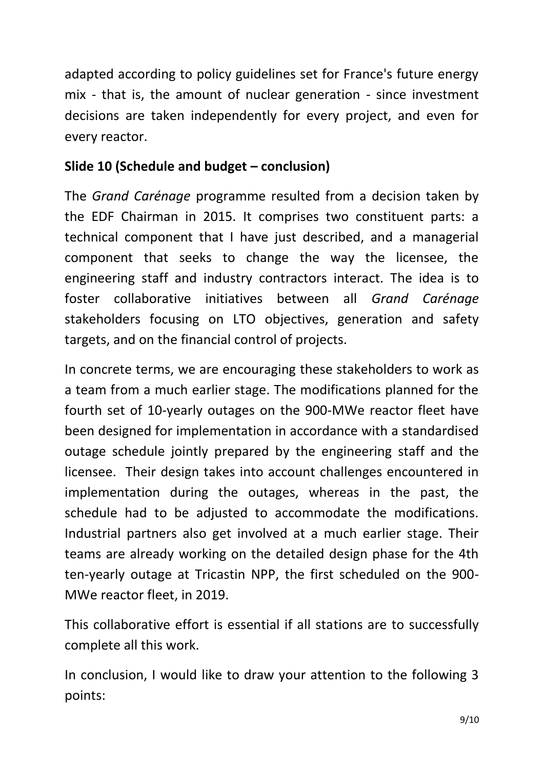adapted according to policy guidelines set for France's future energy mix - that is, the amount of nuclear generation - since investment decisions are taken independently for every project, and even for every reactor.

**Slide 10 (Schedule and budget – conclusion)**

The *Grand Carénage* programme resulted from a decision taken by the EDF Chairman in 2015. It comprises two constituent parts: a technical component that I have just described, and a managerial component that seeks to change the way the licensee, the engineering staff and industry contractors interact. The idea is to foster collaborative initiatives between all *Grand Carénage* stakeholders focusing on LTO objectives, generation and safety targets, and on the financial control of projects.

In concrete terms, we are encouraging these stakeholders to work as a team from a much earlier stage. The modifications planned for the fourth set of 10-yearly outages on the 900-MWe reactor fleet have been designed for implementation in accordance with a standardised outage schedule jointly prepared by the engineering staff and the licensee. Their design takes into account challenges encountered in implementation during the outages, whereas in the past, the schedule had to be adjusted to accommodate the modifications. Industrial partners also get involved at a much earlier stage. Their teams are already working on the detailed design phase for the 4th ten-yearly outage at Tricastin NPP, the first scheduled on the 900-MWe reactor fleet, in 2019.

This collaborative effort is essential if all stations are to successfully complete all this work.

In conclusion, I would like to draw your attention to the following 3 points: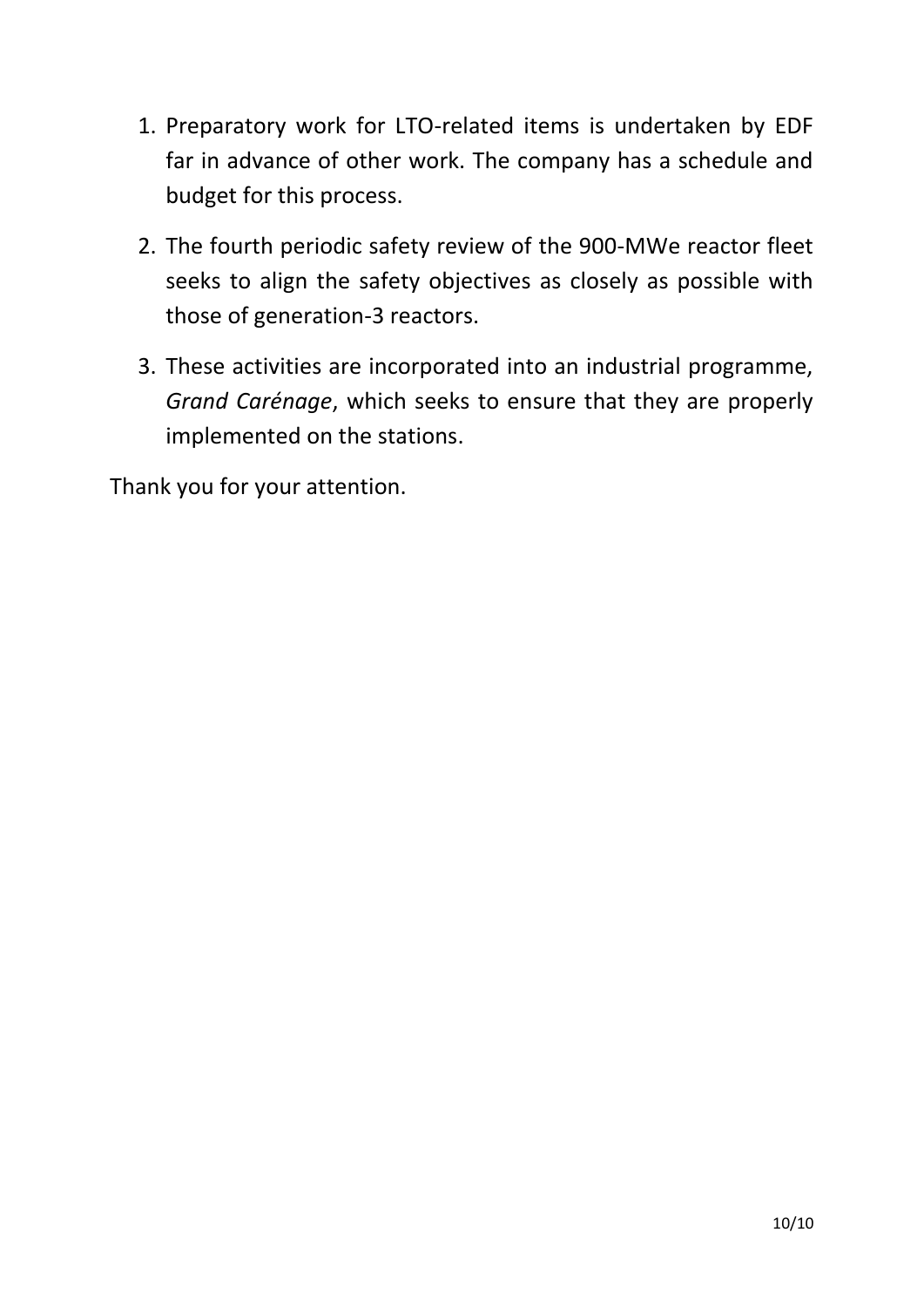1. Preparatory work for LTO-related items is undertaken by EDF far in advance of other work. The company has a schedule and budget for this process.
2. The fourth periodic safety review of the 900-MWe reactor fleet seeks to align the safety objectives as closely as possible with those of generation-3 reactors.
3. These activities are incorporated into an industrial programme, *Grand Carénage*, which seeks to ensure that they are properly implemented on the stations.

Thank you for your attention.